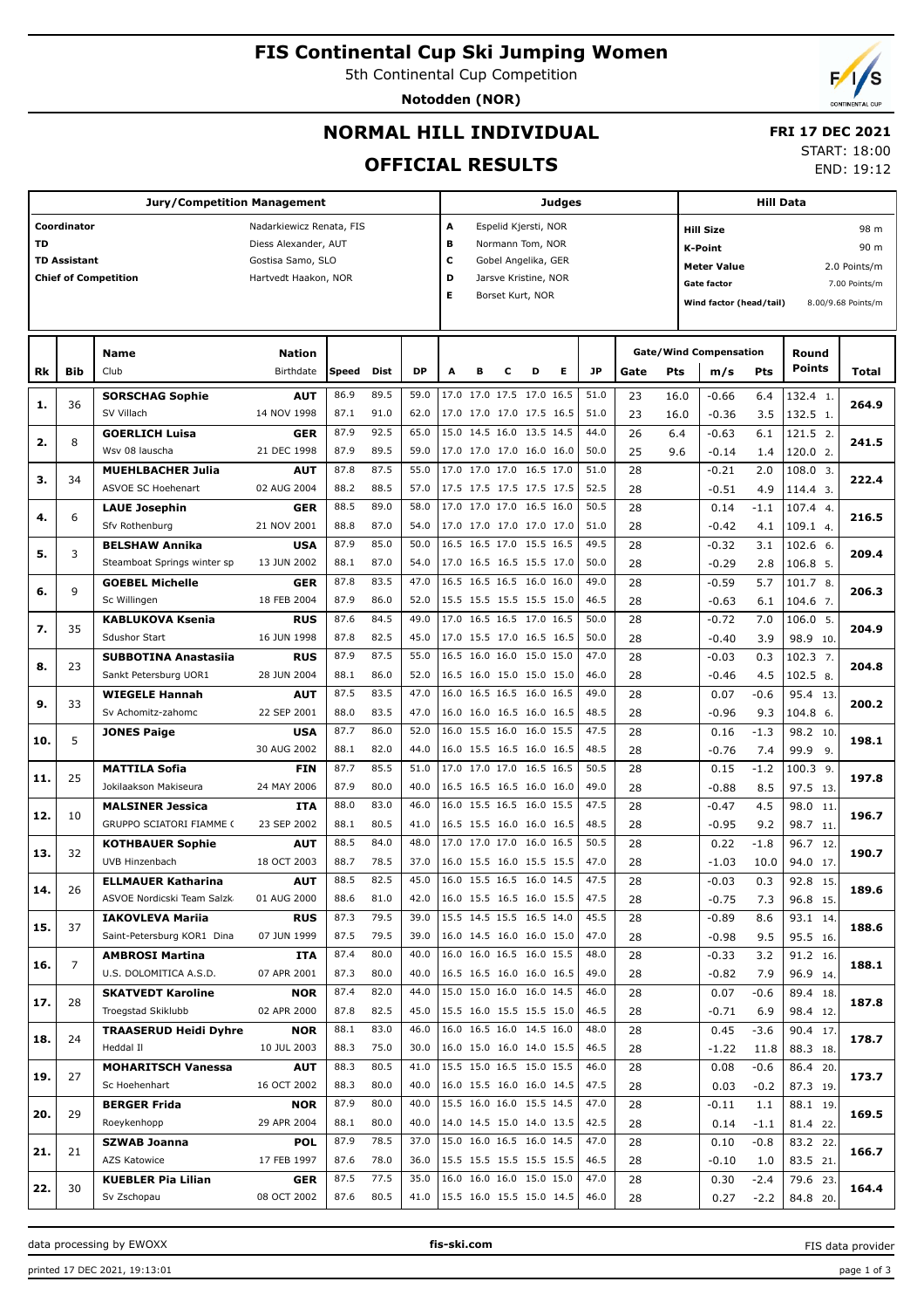# FIS Continental Cup Ski Jumping Women

5th Continental Cup Competition

**Notodden (NOR)**

## NORMAL HILL INDIVIDUAL

## OFFICIAL RESULTS

**FRI 17 DEC 2021**

START: 18:00

END: 19:12

| Jury/Competition Management | |
|---|---|
| Coordinator | Nadarkiewicz Renata, FIS |
| TD | Diess Alexander, AUT |
| TD Assistant | Gostisa Samo, SLO |
| Chief of Competition | Hartvedt Haakon, NOR |

| Judges | |
|---|---|
| A | Espelid Kjersti, NOR |
| B | Normann Tom, NOR |
| C | Gobel Angelika, GER |
| D | Jarsve Kristine, NOR |
| E | Borset Kurt, NOR |

| Hill Data | |
|---|---|
| Hill Size | 98 m |
| K-Point | 90 m |
| Meter Value | 2.0 Points/m |
| Gate factor | 7.00 Points/m |
| Wind factor (head/tail) | 8.00/9.68 Points/m |

| Rk | Bib | Name / Club | Nation / Birthdate | Speed | Dist | DP | A | B | C | D | E | JP | Gate | Pts | m/s | Pts | Round Points | Total |
|---|---|---|---|---|---|---|---|---|---|---|---|---|---|---|---|---|---|---|
| 1. | 36 | **SORSCHAG Sophie** | **AUT** | 86.9 | 89.5 | 59.0 | 17.0 | 17.0 | 17.5 | 17.0 | 16.5 | 51.0 | 23 | 16.0 | -0.66 | 6.4 | 132.4 1. | 264.9 |
| | | SV Villach | 14 NOV 1998 | 87.1 | 91.0 | 62.0 | 17.0 | 17.0 | 17.0 | 17.5 | 16.5 | 51.0 | 23 | 16.0 | -0.36 | 3.5 | 132.5 1. | |
| 2. | 8 | **GOERLICH Luisa** | **GER** | 87.9 | 92.5 | 65.0 | 15.0 | 14.5 | 16.0 | 13.5 | 14.5 | 44.0 | 26 | 6.4 | -0.63 | 6.1 | 121.5 2. | 241.5 |
| | | Wsv 08 lauscha | 21 DEC 1998 | 87.9 | 89.5 | 59.0 | 17.0 | 17.0 | 17.0 | 16.0 | 16.0 | 50.0 | 25 | 9.6 | -0.14 | 1.4 | 120.0 2. | |
| 3. | 34 | **MUEHLBACHER Julia** | **AUT** | 87.8 | 87.5 | 55.0 | 17.0 | 17.0 | 17.0 | 16.5 | 17.0 | 51.0 | 28 | | -0.21 | 2.0 | 108.0 3. | 222.4 |
| | | ASVOE SC Hoehenart | 02 AUG 2004 | 88.2 | 88.5 | 57.0 | 17.5 | 17.5 | 17.5 | 17.5 | 17.5 | 52.5 | 28 | | -0.51 | 4.9 | 114.4 3. | |
| 4. | 6 | **LAUE Josephin** | **GER** | 88.5 | 89.0 | 58.0 | 17.0 | 17.0 | 17.0 | 16.5 | 16.0 | 50.5 | 28 | | 0.14 | -1.1 | 107.4 4. | 216.5 |
| | | Sfv Rothenburg | 21 NOV 2001 | 88.8 | 87.0 | 54.0 | 17.0 | 17.0 | 17.0 | 17.0 | 17.0 | 51.0 | 28 | | -0.42 | 4.1 | 109.1 4. | |
| 5. | 3 | **BELSHAW Annika** | **USA** | 87.9 | 85.0 | 50.0 | 16.5 | 16.5 | 17.0 | 15.5 | 16.5 | 49.5 | 28 | | -0.32 | 3.1 | 102.6 6. | 209.4 |
| | | Steamboat Springs winter sp | 13 JUN 2002 | 88.1 | 87.0 | 54.0 | 17.0 | 16.5 | 16.5 | 15.5 | 17.0 | 50.0 | 28 | | -0.29 | 2.8 | 106.8 5. | |
| 6. | 9 | **GOEBEL Michelle** | **GER** | 87.8 | 83.5 | 47.0 | 16.5 | 16.5 | 16.5 | 16.0 | 16.0 | 49.0 | 28 | | -0.59 | 5.7 | 101.7 8. | 206.3 |
| | | Sc Willingen | 18 FEB 2004 | 87.9 | 86.0 | 52.0 | 15.5 | 15.5 | 15.5 | 15.5 | 15.0 | 46.5 | 28 | | -0.63 | 6.1 | 104.6 7. | |
| 7. | 35 | **KABLUKOVA Ksenia** | **RUS** | 87.6 | 84.5 | 49.0 | 17.0 | 16.5 | 16.5 | 17.0 | 16.5 | 50.0 | 28 | | -0.72 | 7.0 | 106.0 5. | 204.9 |
| | | Sdushor Start | 16 JUN 1998 | 87.8 | 82.5 | 45.0 | 17.0 | 15.5 | 17.0 | 16.5 | 16.5 | 50.0 | 28 | | -0.40 | 3.9 | 98.9 10. | |
| 8. | 23 | **SUBBOTINA Anastasiia** | **RUS** | 87.9 | 87.5 | 55.0 | 16.5 | 16.0 | 16.0 | 15.0 | 15.0 | 47.0 | 28 | | -0.03 | 0.3 | 102.3 7. | 204.8 |
| | | Sankt Petersburg UOR1 | 28 JUN 2004 | 88.1 | 86.0 | 52.0 | 16.5 | 16.0 | 15.0 | 15.0 | 15.0 | 46.0 | 28 | | -0.46 | 4.5 | 102.5 8. | |
| 9. | 33 | **WIEGELE Hannah** | **AUT** | 87.5 | 83.5 | 47.0 | 16.0 | 16.5 | 16.5 | 16.0 | 16.5 | 49.0 | 28 | | 0.07 | -0.6 | 95.4 13. | 200.2 |
| | | Sv Achomitz-zahomc | 22 SEP 2001 | 88.0 | 83.5 | 47.0 | 16.0 | 16.0 | 16.5 | 16.0 | 16.5 | 48.5 | 28 | | -0.96 | 9.3 | 104.8 6. | |
| 10. | 5 | **JONES Paige** | **USA** | 87.7 | 86.0 | 52.0 | 16.0 | 15.5 | 16.0 | 16.0 | 15.5 | 47.5 | 28 | | 0.16 | -1.3 | 98.2 10. | 198.1 |
| | | | 30 AUG 2002 | 88.1 | 82.0 | 44.0 | 16.0 | 15.5 | 16.5 | 16.0 | 16.5 | 48.5 | 28 | | -0.76 | 7.4 | 99.9 9. | |
| 11. | 25 | **MATTILA Sofia** | **FIN** | 87.7 | 85.5 | 51.0 | 17.0 | 17.0 | 17.0 | 16.5 | 16.5 | 50.5 | 28 | | 0.15 | -1.2 | 100.3 9. | 197.8 |
| | | Jokilaakson Makiseura | 24 MAY 2006 | 87.9 | 80.0 | 40.0 | 16.5 | 16.5 | 16.5 | 16.0 | 16.0 | 49.0 | 28 | | -0.88 | 8.5 | 97.5 13. | |
| 12. | 10 | **MALSINER Jessica** | **ITA** | 88.0 | 83.0 | 46.0 | 16.0 | 15.5 | 16.5 | 16.0 | 15.5 | 47.5 | 28 | | -0.47 | 4.5 | 98.0 11. | 196.7 |
| | | GRUPPO SCIATORI FIAMME ( | 23 SEP 2002 | 88.1 | 80.5 | 41.0 | 16.5 | 15.5 | 16.0 | 16.0 | 16.5 | 48.5 | 28 | | -0.95 | 9.2 | 98.7 11. | |
| 13. | 32 | **KOTHBAUER Sophie** | **AUT** | 88.5 | 84.0 | 48.0 | 17.0 | 17.0 | 17.0 | 16.0 | 16.5 | 50.5 | 28 | | 0.22 | -1.8 | 96.7 12. | 190.7 |
| | | UVB Hinzenbach | 18 OCT 2003 | 88.7 | 78.5 | 37.0 | 16.0 | 15.5 | 16.0 | 15.5 | 15.5 | 47.0 | 28 | | -1.03 | 10.0 | 94.0 17. | |
| 14. | 26 | **ELLMAUER Katharina** | **AUT** | 88.5 | 82.5 | 45.0 | 16.0 | 15.5 | 16.5 | 16.0 | 14.5 | 47.5 | 28 | | -0.03 | 0.3 | 92.8 15. | 189.6 |
| | | ASVOE Nordicski Team Salzk | 01 AUG 2000 | 88.6 | 81.0 | 42.0 | 16.0 | 15.5 | 16.5 | 16.0 | 15.5 | 47.5 | 28 | | -0.75 | 7.3 | 96.8 15. | |
| 15. | 37 | **IAKOVLEVA Mariia** | **RUS** | 87.3 | 79.5 | 39.0 | 15.5 | 14.5 | 15.5 | 16.5 | 14.0 | 45.5 | 28 | | -0.89 | 8.6 | 93.1 14. | 188.6 |
| | | Saint-Petersburg KOR1 Dina | 07 JUN 1999 | 87.5 | 79.5 | 39.0 | 16.0 | 14.5 | 16.0 | 16.5 | 15.0 | 47.0 | 28 | | -0.98 | 9.5 | 95.5 16. | |
| 16. | 7 | **AMBROSI Martina** | **ITA** | 87.4 | 80.0 | 40.0 | 16.0 | 16.0 | 16.5 | 16.0 | 15.5 | 48.0 | 28 | | -0.33 | 3.2 | 91.2 16. | 188.1 |
| | | U.S. DOLOMITICA A.S.D. | 07 APR 2001 | 87.3 | 80.0 | 40.0 | 16.5 | 16.5 | 16.5 | 16.0 | 16.5 | 49.0 | 28 | | -0.82 | 7.9 | 96.9 14. | |
| 17. | 28 | **SKATVEDT Karoline** | **NOR** | 87.4 | 82.0 | 44.0 | 15.0 | 15.0 | 16.0 | 16.0 | 14.5 | 46.0 | 28 | | 0.07 | -0.6 | 89.4 18. | 187.8 |
| | | Troegstad Skiklubb | 02 APR 2000 | 87.8 | 82.5 | 45.0 | 15.5 | 16.0 | 15.5 | 15.5 | 15.0 | 46.5 | 28 | | -0.71 | 6.9 | 98.4 12. | |
| 18. | 24 | **TRAASERUD Heidi Dyhre** | **NOR** | 88.1 | 83.0 | 46.0 | 16.0 | 16.5 | 16.0 | 14.5 | 16.0 | 48.0 | 28 | | 0.45 | -3.6 | 90.4 17. | 178.7 |
| | | Heddal Il | 10 JUL 2003 | 88.3 | 75.0 | 30.0 | 16.0 | 15.0 | 16.0 | 14.0 | 15.5 | 46.5 | 28 | | -1.22 | 11.8 | 88.3 18. | |
| 19. | 27 | **MOHARITSCH Vanessa** | **AUT** | 88.3 | 80.5 | 41.0 | 15.5 | 15.0 | 16.5 | 15.0 | 15.5 | 46.0 | 28 | | 0.08 | -0.6 | 86.4 20. | 173.7 |
| | | Sc Hoehenhart | 16 OCT 2002 | 88.3 | 80.0 | 40.0 | 16.0 | 15.5 | 16.0 | 16.0 | 14.5 | 47.5 | 28 | | 0.03 | -0.2 | 87.3 19. | |
| 20. | 29 | **BERGER Frida** | **NOR** | 87.9 | 80.0 | 40.0 | 15.5 | 16.0 | 16.0 | 15.5 | 14.5 | 47.0 | 28 | | -0.11 | 1.1 | 88.1 19. | 169.5 |
| | | Roeykenhopp | 29 APR 2004 | 88.1 | 80.0 | 40.0 | 14.0 | 14.5 | 15.0 | 14.0 | 13.5 | 42.5 | 28 | | 0.14 | -1.1 | 81.4 22. | |
| 21. | 21 | **SZWAB Joanna** | **POL** | 87.9 | 78.5 | 37.0 | 15.0 | 16.0 | 15.5 | 16.0 | 14.5 | 47.0 | 28 | | 0.10 | -0.8 | 83.2 22. | 166.7 |
| | | AZS Katowice | 17 FEB 1997 | 87.6 | 78.0 | 36.0 | 15.5 | 15.5 | 15.5 | 15.5 | 15.5 | 46.5 | 28 | | -0.10 | 1.0 | 83.5 21. | |
| 22. | 30 | **KUEBLER Pia Lilian** | **GER** | 87.5 | 77.5 | 35.0 | 16.0 | 16.0 | 16.0 | 15.0 | 15.0 | 47.0 | 28 | | 0.30 | -2.4 | 79.6 23. | 164.4 |
| | | Sv Zschopau | 08 OCT 2002 | 87.6 | 80.5 | 41.0 | 15.5 | 16.0 | 15.5 | 15.0 | 14.5 | 46.0 | 28 | | 0.27 | -2.2 | 84.8 20. | |

data processing by EWOXX | fis-ski.com | FIS data provider

printed 17 DEC 2021, 19:13:01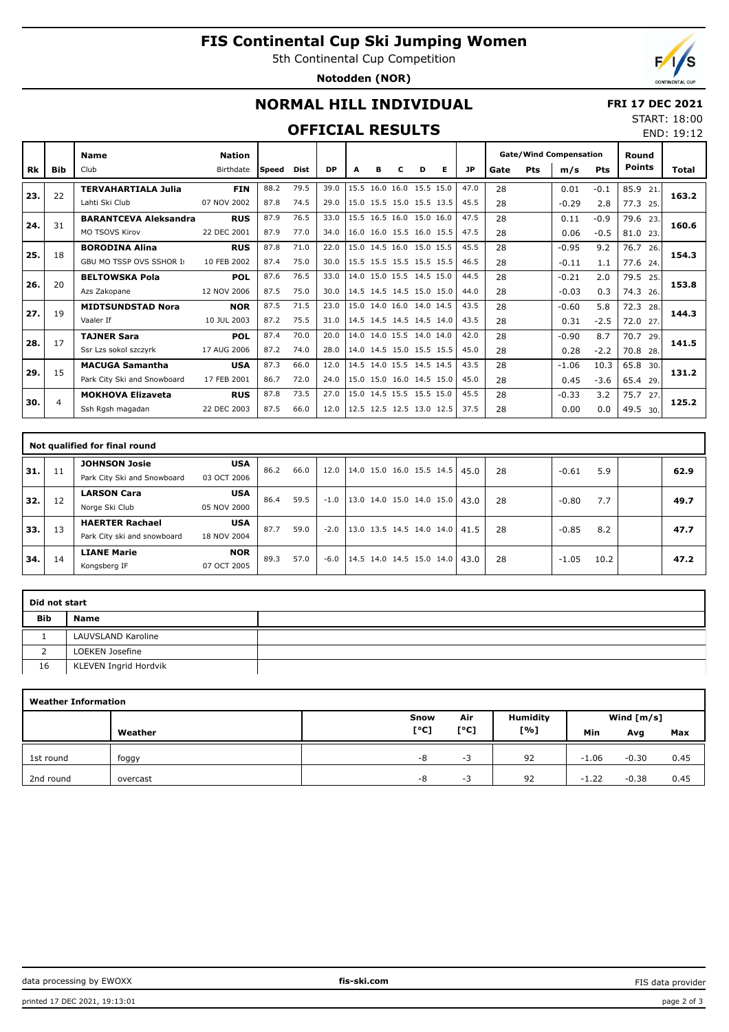# FIS Continental Cup Ski Jumping Women

5th Continental Cup Competition

**Notodden (NOR)**

## NORMAL HILL INDIVIDUAL

**FRI 17 DEC 2021**

START: 18:00

END: 19:12

## OFFICIAL RESULTS

| Rk | Bib | Name / Club | Nation / Birthdate | Speed | Dist | DP | A | B | C | D | E | JP | Gate | Pts | m/s | Pts | Round Points | Total |
|---|---|---|---|---|---|---|---|---|---|---|---|---|---|---|---|---|---|---|
| 23. | 22 | **TERVAHARTIALA Julia** | **FIN** | 88.2 | 79.5 | 39.0 | 15.5 | 16.0 | 16.0 | 15.5 | 15.0 | 47.0 | 28 | | 0.01 | -0.1 | 85.9 21. | 163.2 |
| | | Lahti Ski Club | 07 NOV 2002 | 87.8 | 74.5 | 29.0 | 15.0 | 15.5 | 15.0 | 15.5 | 13.5 | 45.5 | 28 | | -0.29 | 2.8 | 77.3 25. | |
| 24. | 31 | **BARANTCEVA Aleksandra** | **RUS** | 87.9 | 76.5 | 33.0 | 15.5 | 16.5 | 16.0 | 15.0 | 16.0 | 47.5 | 28 | | 0.11 | -0.9 | 79.6 23. | 160.6 |
| | | MO TSOVS Kirov | 22 DEC 2001 | 87.9 | 77.0 | 34.0 | 16.0 | 16.0 | 15.5 | 16.0 | 15.5 | 47.5 | 28 | | 0.06 | -0.5 | 81.0 23. | |
| 25. | 18 | **BORODINA Alina** | **RUS** | 87.8 | 71.0 | 22.0 | 15.0 | 14.5 | 16.0 | 15.0 | 15.5 | 45.5 | 28 | | -0.95 | 9.2 | 76.7 26. | 154.3 |
| | | GBU MO TSSP OVS SSHOR I | 10 FEB 2002 | 87.4 | 75.0 | 30.0 | 15.5 | 15.5 | 15.5 | 15.5 | 15.5 | 46.5 | 28 | | -0.11 | 1.1 | 77.6 24. | |
| 26. | 20 | **BELTOWSKA Pola** | **POL** | 87.6 | 76.5 | 33.0 | 14.0 | 15.0 | 15.5 | 14.5 | 15.0 | 44.5 | 28 | | -0.21 | 2.0 | 79.5 25. | 153.8 |
| | | Azs Zakopane | 12 NOV 2006 | 87.5 | 75.0 | 30.0 | 14.5 | 14.5 | 14.5 | 15.0 | 15.0 | 44.0 | 28 | | -0.03 | 0.3 | 74.3 26. | |
| 27. | 19 | **MIDTSUNDSTAD Nora** | **NOR** | 87.5 | 71.5 | 23.0 | 15.0 | 14.0 | 16.0 | 14.0 | 14.5 | 43.5 | 28 | | -0.60 | 5.8 | 72.3 28. | 144.3 |
| | | Vaaler If | 10 JUL 2003 | 87.2 | 75.5 | 31.0 | 14.5 | 14.5 | 14.5 | 14.5 | 14.0 | 43.5 | 28 | | 0.31 | -2.5 | 72.0 27. | |
| 28. | 17 | **TAJNER Sara** | **POL** | 87.4 | 70.0 | 20.0 | 14.0 | 14.0 | 15.5 | 14.0 | 14.0 | 42.0 | 28 | | -0.90 | 8.7 | 70.7 29. | 141.5 |
| | | Ssr Lzs sokol szczyrk | 17 AUG 2006 | 87.2 | 74.0 | 28.0 | 14.0 | 14.5 | 15.0 | 15.5 | 15.5 | 45.0 | 28 | | 0.28 | -2.2 | 70.8 28. | |
| 29. | 15 | **MACUGA Samantha** | **USA** | 87.3 | 66.0 | 12.0 | 14.5 | 14.0 | 15.5 | 14.5 | 14.5 | 43.5 | 28 | | -1.06 | 10.3 | 65.8 30. | 131.2 |
| | | Park City Ski and Snowboard | 17 FEB 2001 | 86.7 | 72.0 | 24.0 | 15.0 | 15.0 | 16.0 | 14.5 | 15.0 | 45.0 | 28 | | 0.45 | -3.6 | 65.4 29. | |
| 30. | 4 | **MOKHOVA Elizaveta** | **RUS** | 87.8 | 73.5 | 27.0 | 15.0 | 14.5 | 15.5 | 15.5 | 15.0 | 45.5 | 28 | | -0.33 | 3.2 | 75.7 27. | 125.2 |
| | | Ssh Rgsh magadan | 22 DEC 2003 | 87.5 | 66.0 | 12.0 | 12.5 | 12.5 | 12.5 | 13.0 | 12.5 | 37.5 | 28 | | 0.00 | 0.0 | 49.5 30. | |

### Not qualified for final round

| Rk | Bib | Name / Club | Nation / Birthdate | Speed | Dist | DP | A | B | C | D | E | JP | Gate | Pts | m/s | Pts | Round Points | Total |
|---|---|---|---|---|---|---|---|---|---|---|---|---|---|---|---|---|---|---|
| 31. | 11 | **JOHNSON Josie** / Park City Ski and Snowboard | **USA** / 03 OCT 2006 | 86.2 | 66.0 | 12.0 | 14.0 | 15.0 | 16.0 | 15.5 | 14.5 | 45.0 | 28 | | -0.61 | 5.9 | | 62.9 |
| 32. | 12 | **LARSON Cara** / Norge Ski Club | **USA** / 05 NOV 2000 | 86.4 | 59.5 | -1.0 | 13.0 | 14.0 | 15.0 | 14.0 | 15.0 | 43.0 | 28 | | -0.80 | 7.7 | | 49.7 |
| 33. | 13 | **HAERTER Rachael** / Park City ski and snowboard | **USA** / 18 NOV 2004 | 87.7 | 59.0 | -2.0 | 13.0 | 13.5 | 14.5 | 14.0 | 14.0 | 41.5 | 28 | | -0.85 | 8.2 | | 47.7 |
| 34. | 14 | **LIANE Marie** / Kongsberg IF | **NOR** / 07 OCT 2005 | 89.3 | 57.0 | -6.0 | 14.5 | 14.0 | 14.5 | 15.0 | 14.0 | 43.0 | 28 | | -1.05 | 10.2 | | 47.2 |

### Did not start

| Bib | Name |
|---|---|
| 1 | LAUVSLAND Karoline |
| 2 | LOEKEN Josefine |
| 16 | KLEVEN Ingrid Hordvik |

### Weather Information

| | Weather | Snow [°C] | Air [°C] | Humidity [%] | Wind [m/s] Min | Avg | Max |
|---|---|---|---|---|---|---|---|
| 1st round | foggy | -8 | -3 | 92 | -1.06 | -0.30 | 0.45 |
| 2nd round | overcast | -8 | -3 | 92 | -1.22 | -0.38 | 0.45 |

data processing by EWOXX | fis-ski.com | FIS data provider

printed 17 DEC 2021, 19:13:01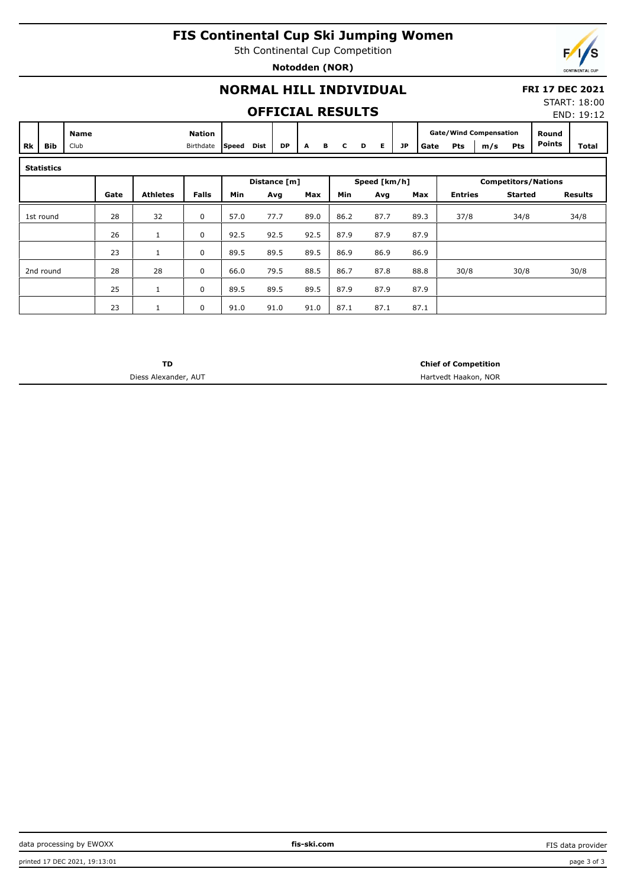# FIS Continental Cup Ski Jumping Women

5th Continental Cup Competition

**Notodden (NOR)**

## NORMAL HILL INDIVIDUAL

**FRI 17 DEC 2021**

START: 18:00

END: 19:12

## OFFICIAL RESULTS

| Rk | Bib | Name / Club | Nation / Birthdate | Speed | Dist | DP | A | B | C | D | E | JP | Gate | Pts (Gate/Wind Compensation) | m/s | Pts | Round Points | Total |
|---|---|---|---|---|---|---|---|---|---|---|---|---|---|---|---|---|---|---|

**Statistics**

| | Gate | Athletes | Falls | Distance [m] Min | Distance [m] Avg | Distance [m] Max | Speed [km/h] Min | Speed [km/h] Avg | Speed [km/h] Max | Competitors/Nations Entries | Competitors/Nations Started | Competitors/Nations Results |
|---|---|---|---|---|---|---|---|---|---|---|---|---|
| 1st round | 28 | 32 | 0 | 57.0 | 77.7 | 89.0 | 86.2 | 87.7 | 89.3 | 37/8 | 34/8 | 34/8 |
| | 26 | 1 | 0 | 92.5 | 92.5 | 92.5 | 87.9 | 87.9 | 87.9 | | | |
| | 23 | 1 | 0 | 89.5 | 89.5 | 89.5 | 86.9 | 86.9 | 86.9 | | | |
| 2nd round | 28 | 28 | 0 | 66.0 | 79.5 | 88.5 | 86.7 | 87.8 | 88.8 | 30/8 | 30/8 | 30/8 |
| | 25 | 1 | 0 | 89.5 | 89.5 | 89.5 | 87.9 | 87.9 | 87.9 | | | |
| | 23 | 1 | 0 | 91.0 | 91.0 | 91.0 | 87.1 | 87.1 | 87.1 | | | |

**TD**
Diess Alexander, AUT

**Chief of Competition**
Hartvedt Haakon, NOR

data processing by EWOXX — fis-ski.com — FIS data provider

printed 17 DEC 2021, 19:13:01